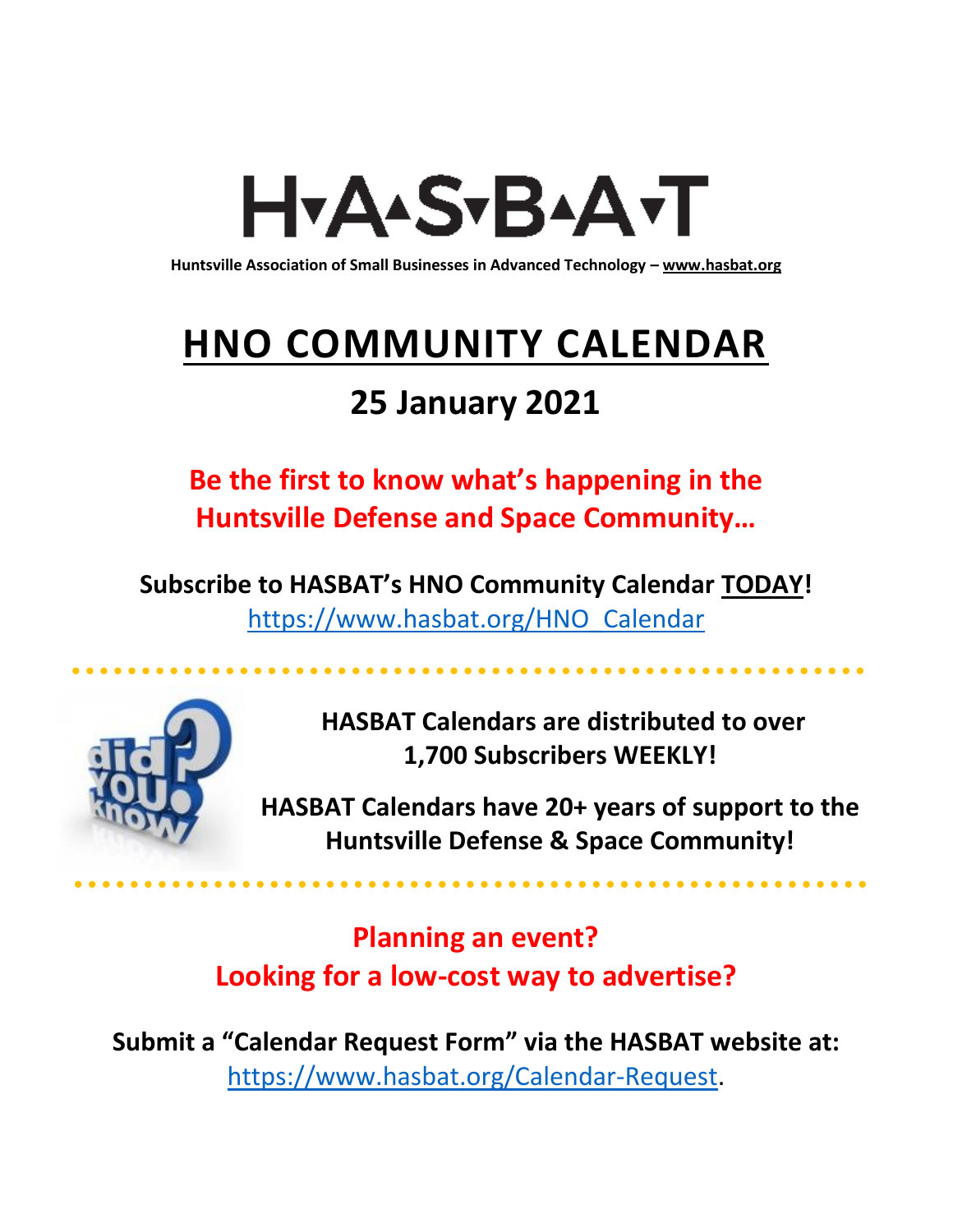# H▾A▴S▾B▴A▾T

**Huntsville Association of Small Businesses in Advanced Technology – www.hasbat.org**

# HNO COMMUNITY CALENDAR

## 25 January 2021

**Be the first to know what's happening in the Huntsville Defense and Space Community…**

**Subscribe to HASBAT's HNO Community Calendar TODAY!**
https://www.hasbat.org/HNO_Calendar

**HASBAT Calendars are distributed to over 1,700 Subscribers WEEKLY!**

**HASBAT Calendars have 20+ years of support to the Huntsville Defense & Space Community!**

**Planning an event?**
**Looking for a low-cost way to advertise?**

**Submit a "Calendar Request Form" via the HASBAT website at:**
https://www.hasbat.org/Calendar-Request.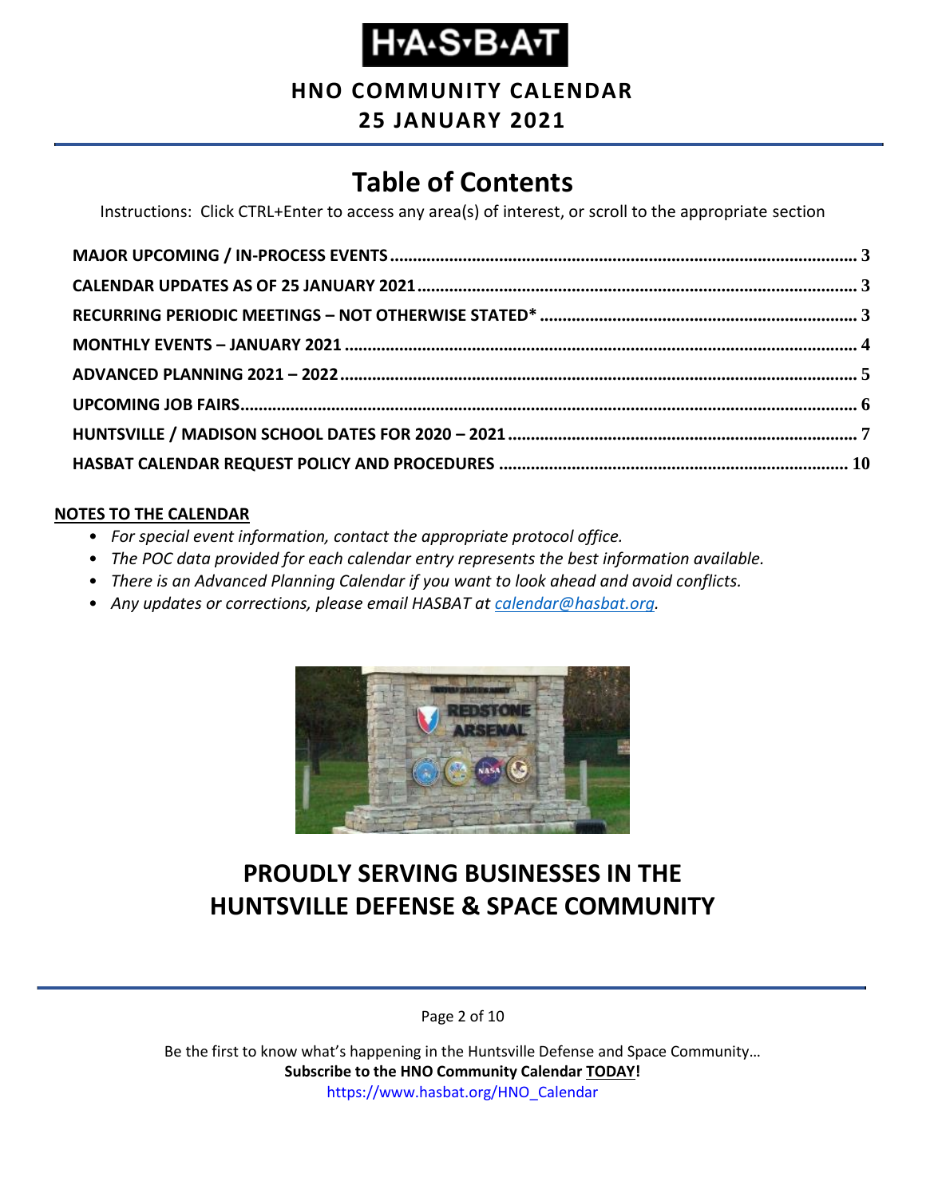# H·A·S·B·A·T

**HNO COMMUNITY CALENDAR**
**25 JANUARY 2021**

## Table of Contents

Instructions: Click CTRL+Enter to access any area(s) of interest, or scroll to the appropriate section

- **MAJOR UPCOMING / IN-PROCESS EVENTS** ..... 3
- **CALENDAR UPDATES AS OF 25 JANUARY 2021** ..... 3
- **RECURRING PERIODIC MEETINGS – NOT OTHERWISE STATED*** ..... 3
- **MONTHLY EVENTS – JANUARY 2021** ..... 4
- **ADVANCED PLANNING 2021 – 2022** ..... 5
- **UPCOMING JOB FAIRS** ..... 6
- **HUNTSVILLE / MADISON SCHOOL DATES FOR 2020 – 2021** ..... 7
- **HASBAT CALENDAR REQUEST POLICY AND PROCEDURES** ..... 10

**NOTES TO THE CALENDAR**

- *For special event information, contact the appropriate protocol office.*
- *The POC data provided for each calendar entry represents the best information available.*
- *There is an Advanced Planning Calendar if you want to look ahead and avoid conflicts.*
- *Any updates or corrections, please email HASBAT at calendar@hasbat.org.*

## PROUDLY SERVING BUSINESSES IN THE HUNTSVILLE DEFENSE & SPACE COMMUNITY

Be the first to know what's happening in the Huntsville Defense and Space Community…
**Subscribe to the HNO Community Calendar TODAY!**
https://www.hasbat.org/HNO_Calendar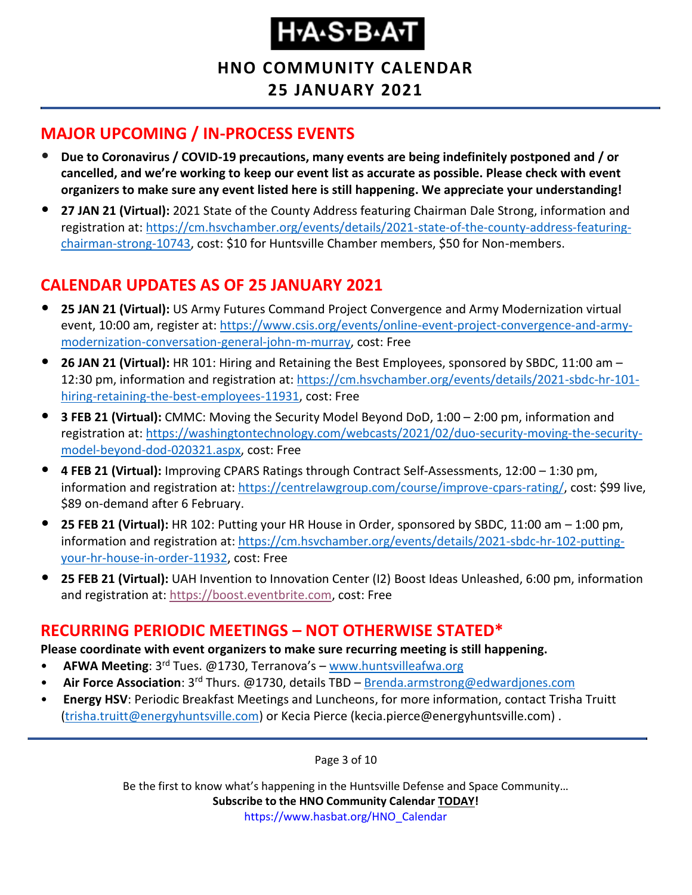# H·A·S·B·A·T

## HNO COMMUNITY CALENDAR
## 25 JANUARY 2021

## MAJOR UPCOMING / IN-PROCESS EVENTS

- **Due to Coronavirus / COVID-19 precautions, many events are being indefinitely postponed and / or cancelled, and we're working to keep our event list as accurate as possible. Please check with event organizers to make sure any event listed here is still happening. We appreciate your understanding!**
- **27 JAN 21 (Virtual):** 2021 State of the County Address featuring Chairman Dale Strong, information and registration at: https://cm.hsvchamber.org/events/details/2021-state-of-the-county-address-featuring-chairman-strong-10743, cost: $10 for Huntsville Chamber members, $50 for Non-members.

## CALENDAR UPDATES AS OF 25 JANUARY 2021

- **25 JAN 21 (Virtual):** US Army Futures Command Project Convergence and Army Modernization virtual event, 10:00 am, register at: https://www.csis.org/events/online-event-project-convergence-and-army-modernization-conversation-general-john-m-murray, cost: Free
- **26 JAN 21 (Virtual):** HR 101: Hiring and Retaining the Best Employees, sponsored by SBDC, 11:00 am – 12:30 pm, information and registration at: https://cm.hsvchamber.org/events/details/2021-sbdc-hr-101-hiring-retaining-the-best-employees-11931, cost: Free
- **3 FEB 21 (Virtual):** CMMC: Moving the Security Model Beyond DoD, 1:00 – 2:00 pm, information and registration at: https://washingtontechnology.com/webcasts/2021/02/duo-security-moving-the-security-model-beyond-dod-020321.aspx, cost: Free
- **4 FEB 21 (Virtual):** Improving CPARS Ratings through Contract Self-Assessments, 12:00 – 1:30 pm, information and registration at: https://centrelawgroup.com/course/improve-cpars-rating/, cost: $99 live, $89 on-demand after 6 February.
- **25 FEB 21 (Virtual):** HR 102: Putting your HR House in Order, sponsored by SBDC, 11:00 am – 1:00 pm, information and registration at: https://cm.hsvchamber.org/events/details/2021-sbdc-hr-102-putting-your-hr-house-in-order-11932, cost: Free
- **25 FEB 21 (Virtual):** UAH Invention to Innovation Center (I2) Boost Ideas Unleashed, 6:00 pm, information and registration at: https://boost.eventbrite.com, cost: Free

## RECURRING PERIODIC MEETINGS – NOT OTHERWISE STATED*

**Please coordinate with event organizers to make sure recurring meeting is still happening.**

- **AFWA Meeting**: 3rd Tues. @1730, Terranova's – www.huntsvilleafwa.org
- **Air Force Association**: 3rd Thurs. @1730, details TBD – Brenda.armstrong@edwardjones.com
- **Energy HSV**: Periodic Breakfast Meetings and Luncheons, for more information, contact Trisha Truitt (trisha.truitt@energyhuntsville.com) or Kecia Pierce (kecia.pierce@energyhuntsville.com) .

Be the first to know what's happening in the Huntsville Defense and Space Community…
**Subscribe to the HNO Community Calendar TODAY!**
https://www.hasbat.org/HNO_Calendar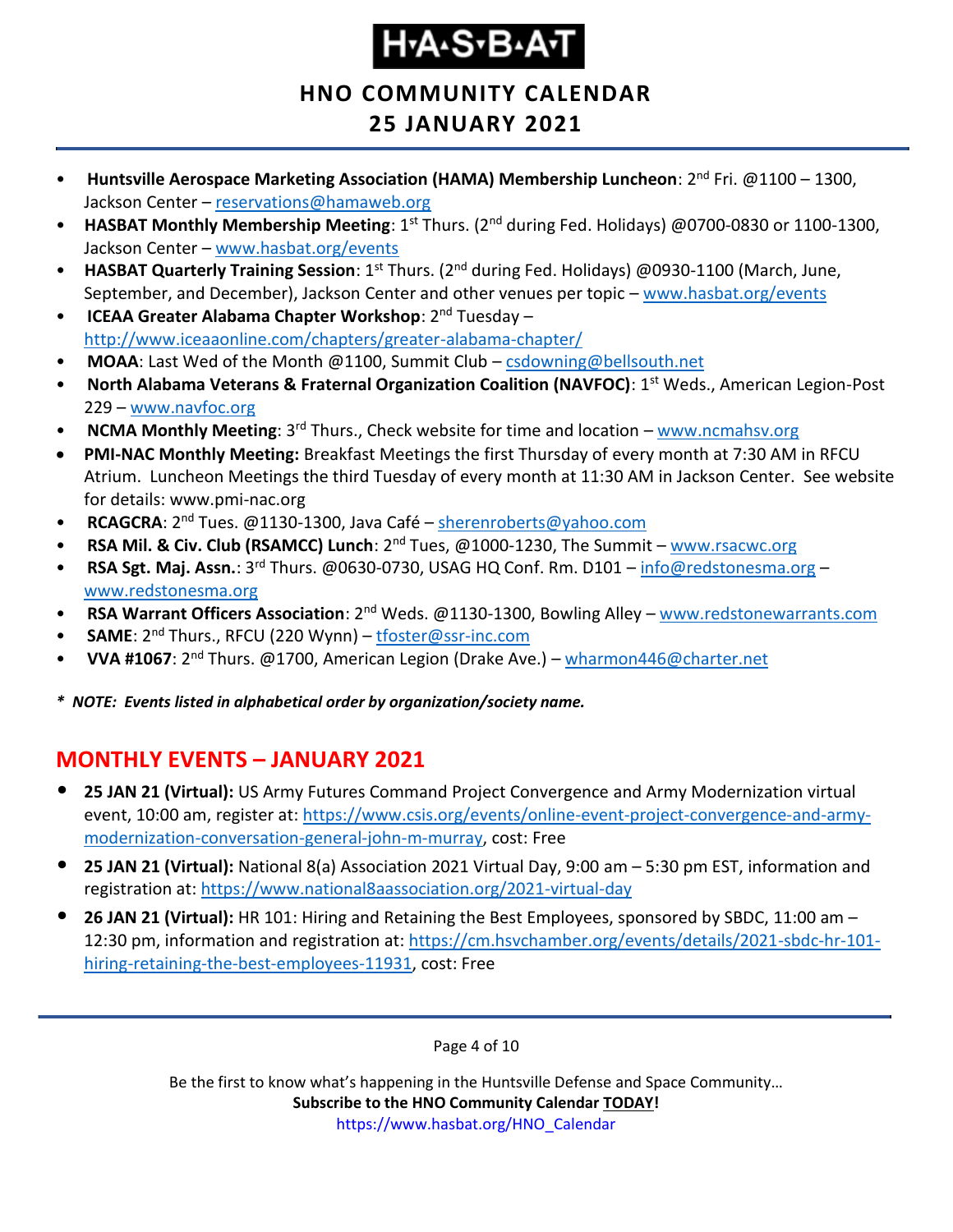- **Huntsville Aerospace Marketing Association (HAMA) Membership Luncheon**: 2nd Fri. @1100 – 1300, Jackson Center – reservations@hamaweb.org
- **HASBAT Monthly Membership Meeting**: 1st Thurs. (2nd during Fed. Holidays) @0700-0830 or 1100-1300, Jackson Center – www.hasbat.org/events
- **HASBAT Quarterly Training Session**: 1st Thurs. (2nd during Fed. Holidays) @0930-1100 (March, June, September, and December), Jackson Center and other venues per topic – www.hasbat.org/events
- **ICEAA Greater Alabama Chapter Workshop**: 2nd Tuesday – http://www.iceaaonline.com/chapters/greater-alabama-chapter/
- **MOAA**: Last Wed of the Month @1100, Summit Club – csdowning@bellsouth.net
- **North Alabama Veterans & Fraternal Organization Coalition (NAVFOC)**: 1st Weds., American Legion-Post 229 – www.navfoc.org
- **NCMA Monthly Meeting**: 3rd Thurs., Check website for time and location – www.ncmahsv.org
- **PMI-NAC Monthly Meeting:** Breakfast Meetings the first Thursday of every month at 7:30 AM in RFCU Atrium. Luncheon Meetings the third Tuesday of every month at 11:30 AM in Jackson Center. See website for details: www.pmi-nac.org
- **RCAGCRA**: 2nd Tues. @1130-1300, Java Café – sherenroberts@yahoo.com
- **RSA Mil. & Civ. Club (RSAMCC) Lunch**: 2nd Tues, @1000-1230, The Summit – www.rsacwc.org
- **RSA Sgt. Maj. Assn.**: 3rd Thurs. @0630-0730, USAG HQ Conf. Rm. D101 – info@redstonesma.org – www.redstonesma.org
- **RSA Warrant Officers Association**: 2nd Weds. @1130-1300, Bowling Alley – www.redstonewarrants.com
- **SAME**: 2nd Thurs., RFCU (220 Wynn) – tfoster@ssr-inc.com
- **VVA #1067**: 2nd Thurs. @1700, American Legion (Drake Ave.) – wharmon446@charter.net

***\* NOTE: Events listed in alphabetical order by organization/society name.***

## MONTHLY EVENTS – JANUARY 2021

- **25 JAN 21 (Virtual):** US Army Futures Command Project Convergence and Army Modernization virtual event, 10:00 am, register at: https://www.csis.org/events/online-event-project-convergence-and-army-modernization-conversation-general-john-m-murray, cost: Free
- **25 JAN 21 (Virtual):** National 8(a) Association 2021 Virtual Day, 9:00 am – 5:30 pm EST, information and registration at: https://www.national8aassociation.org/2021-virtual-day
- **26 JAN 21 (Virtual):** HR 101: Hiring and Retaining the Best Employees, sponsored by SBDC, 11:00 am – 12:30 pm, information and registration at: https://cm.hsvchamber.org/events/details/2021-sbdc-hr-101-hiring-retaining-the-best-employees-11931, cost: Free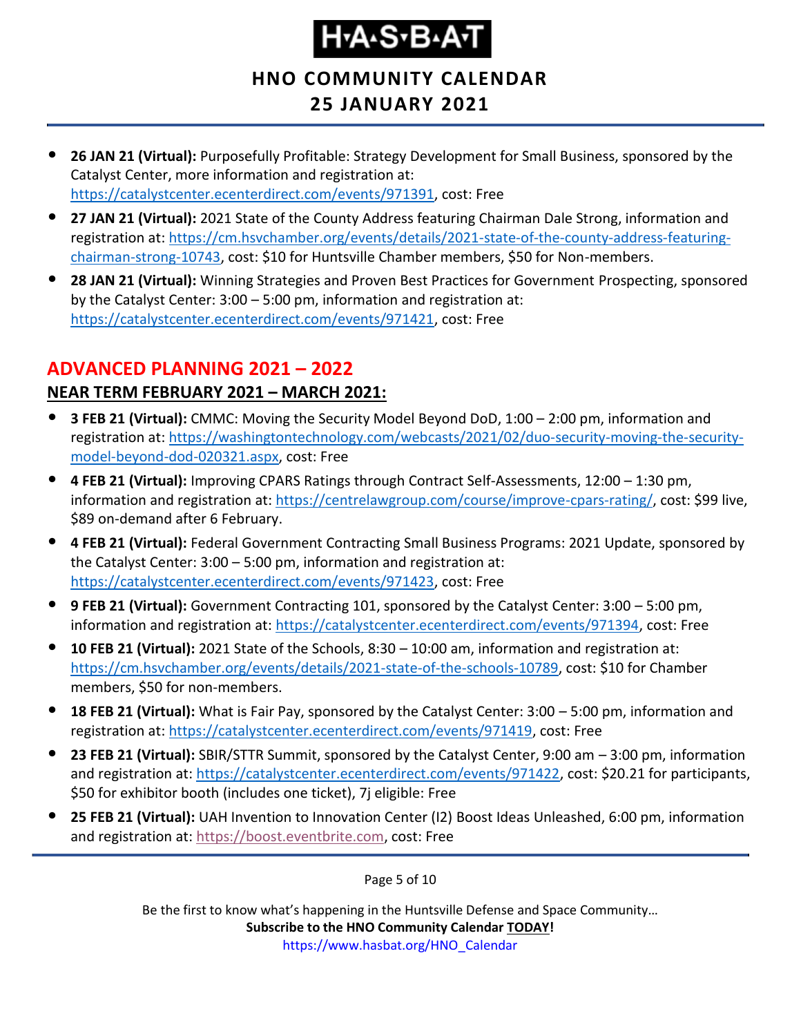- **26 JAN 21 (Virtual):** Purposefully Profitable: Strategy Development for Small Business, sponsored by the Catalyst Center, more information and registration at: https://catalystcenter.ecenterdirect.com/events/971391, cost: Free
- **27 JAN 21 (Virtual):** 2021 State of the County Address featuring Chairman Dale Strong, information and registration at: https://cm.hsvchamber.org/events/details/2021-state-of-the-county-address-featuring-chairman-strong-10743, cost: $10 for Huntsville Chamber members, $50 for Non-members.
- **28 JAN 21 (Virtual):** Winning Strategies and Proven Best Practices for Government Prospecting, sponsored by the Catalyst Center: 3:00 – 5:00 pm, information and registration at: https://catalystcenter.ecenterdirect.com/events/971421, cost: Free

## ADVANCED PLANNING 2021 – 2022

### NEAR TERM FEBRUARY 2021 – MARCH 2021:

- **3 FEB 21 (Virtual):** CMMC: Moving the Security Model Beyond DoD, 1:00 – 2:00 pm, information and registration at: https://washingtontechnology.com/webcasts/2021/02/duo-security-moving-the-security-model-beyond-dod-020321.aspx, cost: Free
- **4 FEB 21 (Virtual):** Improving CPARS Ratings through Contract Self-Assessments, 12:00 – 1:30 pm, information and registration at: https://centrelawgroup.com/course/improve-cpars-rating/, cost: $99 live, $89 on-demand after 6 February.
- **4 FEB 21 (Virtual):** Federal Government Contracting Small Business Programs: 2021 Update, sponsored by the Catalyst Center: 3:00 – 5:00 pm, information and registration at: https://catalystcenter.ecenterdirect.com/events/971423, cost: Free
- **9 FEB 21 (Virtual):** Government Contracting 101, sponsored by the Catalyst Center: 3:00 – 5:00 pm, information and registration at: https://catalystcenter.ecenterdirect.com/events/971394, cost: Free
- **10 FEB 21 (Virtual):** 2021 State of the Schools, 8:30 – 10:00 am, information and registration at: https://cm.hsvchamber.org/events/details/2021-state-of-the-schools-10789, cost: $10 for Chamber members, $50 for non-members.
- **18 FEB 21 (Virtual):** What is Fair Pay, sponsored by the Catalyst Center: 3:00 – 5:00 pm, information and registration at: https://catalystcenter.ecenterdirect.com/events/971419, cost: Free
- **23 FEB 21 (Virtual):** SBIR/STTR Summit, sponsored by the Catalyst Center, 9:00 am – 3:00 pm, information and registration at: https://catalystcenter.ecenterdirect.com/events/971422, cost: $20.21 for participants, $50 for exhibitor booth (includes one ticket), 7j eligible: Free
- **25 FEB 21 (Virtual):** UAH Invention to Innovation Center (I2) Boost Ideas Unleashed, 6:00 pm, information and registration at: https://boost.eventbrite.com, cost: Free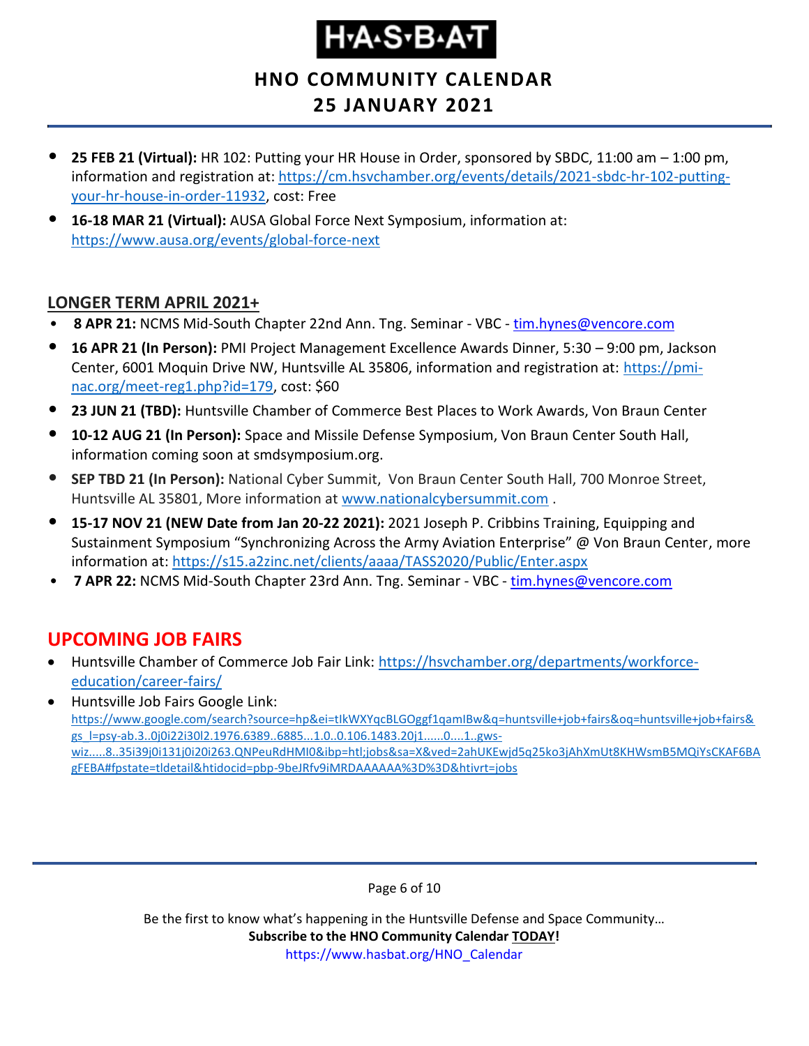- **25 FEB 21 (Virtual):** HR 102: Putting your HR House in Order, sponsored by SBDC, 11:00 am – 1:00 pm, information and registration at: https://cm.hsvchamber.org/events/details/2021-sbdc-hr-102-putting-your-hr-house-in-order-11932, cost: Free
- **16-18 MAR 21 (Virtual):** AUSA Global Force Next Symposium, information at: https://www.ausa.org/events/global-force-next

## LONGER TERM APRIL 2021+

- **8 APR 21:** NCMS Mid-South Chapter 22nd Ann. Tng. Seminar - VBC - tim.hynes@vencore.com
- **16 APR 21 (In Person):** PMI Project Management Excellence Awards Dinner, 5:30 – 9:00 pm, Jackson Center, 6001 Moquin Drive NW, Huntsville AL 35806, information and registration at: https://pmi-nac.org/meet-reg1.php?id=179, cost: $60
- **23 JUN 21 (TBD):** Huntsville Chamber of Commerce Best Places to Work Awards, Von Braun Center
- **10-12 AUG 21 (In Person):** Space and Missile Defense Symposium, Von Braun Center South Hall, information coming soon at smdsymposium.org.
- **SEP TBD 21 (In Person):** National Cyber Summit, Von Braun Center South Hall, 700 Monroe Street, Huntsville AL 35801, More information at www.nationalcybersummit.com .
- **15-17 NOV 21 (NEW Date from Jan 20-22 2021):** 2021 Joseph P. Cribbins Training, Equipping and Sustainment Symposium "Synchronizing Across the Army Aviation Enterprise" @ Von Braun Center, more information at: https://s15.a2zinc.net/clients/aaaa/TASS2020/Public/Enter.aspx
- **7 APR 22:** NCMS Mid-South Chapter 23rd Ann. Tng. Seminar - VBC - tim.hynes@vencore.com

## UPCOMING JOB FAIRS

- Huntsville Chamber of Commerce Job Fair Link: https://hsvchamber.org/departments/workforce-education/career-fairs/
- Huntsville Job Fairs Google Link: https://www.google.com/search?source=hp&ei=tIkWXYqcBLGOggf1qamIBw&q=huntsville+job+fairs&oq=huntsville+job+fairs&gs_l=psy-ab.3..0j0i22i30l2.1976.6389..6885...1.0..0.106.1483.20j1......0....1..gws-wiz.....8..35i39j0i131j0i20i263.QNPeuRdHMI0&ibp=htl;jobs&sa=X&ved=2ahUKEwjd5q25ko3jAhXmUt8KHWsmB5MQiYsCKAF6BAgFEBA#fpstate=tldetail&htidocid=pbp-9beJRfv9iMRDAAAAAA%3D%3D&htivrt=jobs

Be the first to know what's happening in the Huntsville Defense and Space Community…
**Subscribe to the HNO Community Calendar TODAY!**
https://www.hasbat.org/HNO_Calendar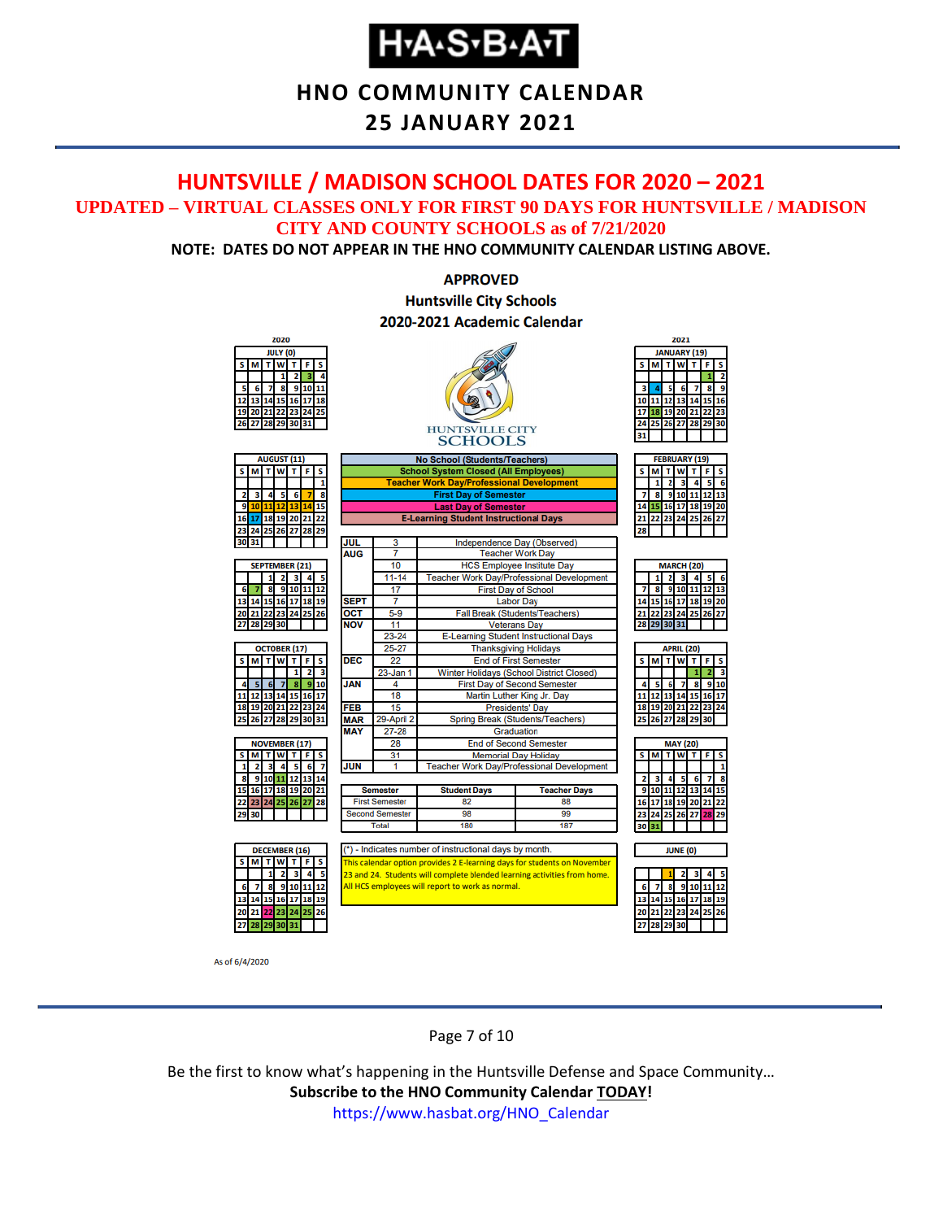# H·A·S·B·A·T

## HNO COMMUNITY CALENDAR
## 25 JANUARY 2021

## HUNTSVILLE / MADISON SCHOOL DATES FOR 2020 – 2021

### UPDATED – VIRTUAL CLASSES ONLY FOR FIRST 90 DAYS FOR HUNTSVILLE / MADISON CITY AND COUNTY SCHOOLS as of 7/21/2020

**NOTE: DATES DO NOT APPEAR IN THE HNO COMMUNITY CALENDAR LISTING ABOVE.**

**APPROVED**
**Huntsville City Schools**
**2020-2021 Academic Calendar**

HUNTSVILLE CITY SCHOOLS

| Legend |
|---|
| No School (Students/Teachers) |
| School System Closed (All Employees) |
| Teacher Work Day/Professional Development |
| First Day of Semester |
| Last Day of Semester |
| E-Learning Student Instructional Days |

| Month | Date | Event |
|---|---|---|
| JUL | 3 | Independence Day (Observed) |
| AUG | 7 | Teacher Work Day |
| | 10 | HCS Employee Institute Day |
| | 11-14 | Teacher Work Day/Professional Development |
| | 17 | First Day of School |
| SEPT | 7 | Labor Day |
| OCT | 5-9 | Fall Break (Students/Teachers) |
| NOV | 11 | Veterans Day |
| | 23-24 | E-Learning Student Instructional Days |
| | 25-27 | Thanksgiving Holidays |
| DEC | 22 | End of First Semester |
| | 23-Jan 1 | Winter Holidays (School District Closed) |
| JAN | 4 | First Day of Second Semester |
| | 18 | Martin Luther King Jr. Day |
| FEB | 15 | Presidents' Day |
| MAR | 29-April 2 | Spring Break (Students/Teachers) |
| MAY | 27-28 | Graduation |
| | 28 | End of Second Semester |
| | 31 | Memorial Day Holiday |
| JUN | 1 | Teacher Work Day/Professional Development |

| Semester | Student Days | Teacher Days |
|---|---|---|
| First Semester | 82 | 88 |
| Second Semester | 98 | 99 |
| Total | 180 | 187 |

(*) - Indicates number of instructional days by month.

This calendar option provides 2 E-learning days for students on November 23 and 24. Students will complete blended learning activities from home. All HCS employees will report to work as normal.

**2020**

JULY (0)

| S | M | T | W | T | F | S |
|---|---|---|---|---|---|---|
| | | | 1 | 2 | 3 | 4 |
| 5 | 6 | 7 | 8 | 9 | 10 | 11 |
| 12 | 13 | 14 | 15 | 16 | 17 | 18 |
| 19 | 20 | 21 | 22 | 23 | 24 | 25 |
| 26 | 27 | 28 | 29 | 30 | 31 | |

AUGUST (11)

| S | M | T | W | T | F | S |
|---|---|---|---|---|---|---|
| | | | | | | 1 |
| 2 | 3 | 4 | 5 | 6 | 7 | 8 |
| 9 | 10 | 11 | 12 | 13 | 14 | 15 |
| 16 | 17 | 18 | 19 | 20 | 21 | 22 |
| 23 | 24 | 25 | 26 | 27 | 28 | 29 |
| 30 | 31 | | | | | |

SEPTEMBER (21)

| S | M | T | W | T | F | S |
|---|---|---|---|---|---|---|
| | | 1 | 2 | 3 | 4 | 5 |
| 6 | 7 | 8 | 9 | 10 | 11 | 12 |
| 13 | 14 | 15 | 16 | 17 | 18 | 19 |
| 20 | 21 | 22 | 23 | 24 | 25 | 26 |
| 27 | 28 | 29 | 30 | | | |

OCTOBER (17)

| S | M | T | W | T | F | S |
|---|---|---|---|---|---|---|
| | | | | 1 | 2 | 3 |
| 4 | 5 | 6 | 7 | 8 | 9 | 10 |
| 11 | 12 | 13 | 14 | 15 | 16 | 17 |
| 18 | 19 | 20 | 21 | 22 | 23 | 24 |
| 25 | 26 | 27 | 28 | 29 | 30 | 31 |

NOVEMBER (17)

| S | M | T | W | T | F | S |
|---|---|---|---|---|---|---|
| 1 | 2 | 3 | 4 | 5 | 6 | 7 |
| 8 | 9 | 10 | 11 | 12 | 13 | 14 |
| 15 | 16 | 17 | 18 | 19 | 20 | 21 |
| 22 | 23 | 24 | 25 | 26 | 27 | 28 |
| 29 | 30 | | | | | |

DECEMBER (16)

| S | M | T | W | T | F | S |
|---|---|---|---|---|---|---|
| | | 1 | 2 | 3 | 4 | 5 |
| 6 | 7 | 8 | 9 | 10 | 11 | 12 |
| 13 | 14 | 15 | 16 | 17 | 18 | 19 |
| 20 | 21 | 22 | 23 | 24 | 25 | 26 |
| 27 | 28 | 29 | 30 | 31 | | |

**2021**

JANUARY (19)

| S | M | T | W | T | F | S |
|---|---|---|---|---|---|---|
| | | | | | 1 | 2 |
| 3 | 4 | 5 | 6 | 7 | 8 | 9 |
| 10 | 11 | 12 | 13 | 14 | 15 | 16 |
| 17 | 18 | 19 | 20 | 21 | 22 | 23 |
| 24 | 25 | 26 | 27 | 28 | 29 | 30 |
| 31 | | | | | | |

FEBRUARY (19)

| S | M | T | W | T | F | S |
|---|---|---|---|---|---|---|
| | 1 | 2 | 3 | 4 | 5 | 6 |
| 7 | 8 | 9 | 10 | 11 | 12 | 13 |
| 14 | 15 | 16 | 17 | 18 | 19 | 20 |
| 21 | 22 | 23 | 24 | 25 | 26 | 27 |
| 28 | | | | | | |

MARCH (20)

| S | M | T | W | T | F | S |
|---|---|---|---|---|---|---|
| | 1 | 2 | 3 | 4 | 5 | 6 |
| 7 | 8 | 9 | 10 | 11 | 12 | 13 |
| 14 | 15 | 16 | 17 | 18 | 19 | 20 |
| 21 | 22 | 23 | 24 | 25 | 26 | 27 |
| 28 | 29 | 30 | 31 | | | |

APRIL (20)

| S | M | T | W | T | F | S |
|---|---|---|---|---|---|---|
| | | | | 1 | 2 | 3 |
| 4 | 5 | 6 | 7 | 8 | 9 | 10 |
| 11 | 12 | 13 | 14 | 15 | 16 | 17 |
| 18 | 19 | 20 | 21 | 22 | 23 | 24 |
| 25 | 26 | 27 | 28 | 29 | 30 | |

MAY (20)

| S | M | T | W | T | F | S |
|---|---|---|---|---|---|---|
| | | | | | | 1 |
| 2 | 3 | 4 | 5 | 6 | 7 | 8 |
| 9 | 10 | 11 | 12 | 13 | 14 | 15 |
| 16 | 17 | 18 | 19 | 20 | 21 | 22 |
| 23 | 24 | 25 | 26 | 27 | 28 | 29 |
| 30 | 31 | | | | | |

JUNE (0)

| S | M | T | W | T | F | S |
|---|---|---|---|---|---|---|
| | | 1 | 2 | 3 | 4 | 5 |
| 6 | 7 | 8 | 9 | 10 | 11 | 12 |
| 13 | 14 | 15 | 16 | 17 | 18 | 19 |
| 20 | 21 | 22 | 23 | 24 | 25 | 26 |
| 27 | 28 | 29 | 30 | | | |

As of 6/4/2020

Be the first to know what's happening in the Huntsville Defense and Space Community…

**Subscribe to the HNO Community Calendar TODAY!**

https://www.hasbat.org/HNO_Calendar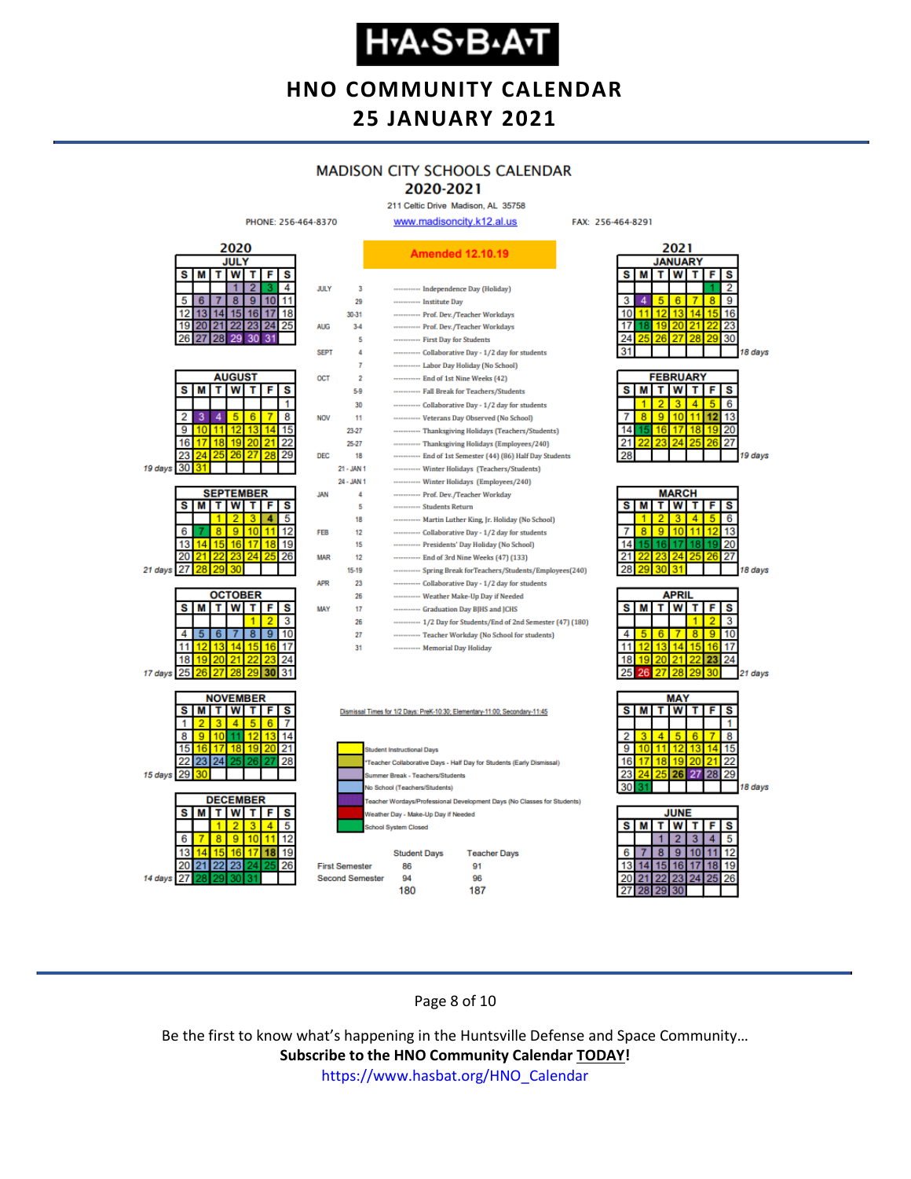# H·A·S·B·A·T

## HNO COMMUNITY CALENDAR
## 25 JANUARY 2021

### MADISON CITY SCHOOLS CALENDAR
### 2020-2021

211 Celtic Drive Madison, AL 35758

PHONE: 256-464-8370 | www.madisoncity.k12.al.us | FAX: 256-464-8291

**Amended 12.10.19**

| Month | Date | Event |
|---|---|---|
| JULY | 3 | Independence Day (Holiday) |
| | 29 | Institute Day |
| | 30-31 | Prof. Dev./Teacher Workdays |
| AUG | 3-4 | Prof. Dev./Teacher Workdays |
| | 5 | First Day for Students |
| SEPT | 4 | Collaborative Day - 1/2 day for students |
| | 7 | Labor Day Holiday (No School) |
| OCT | 2 | End of 1st Nine Weeks (42) |
| | 5-9 | Fall Break for Teachers/Students |
| | 30 | Collaborative Day - 1/2 day for students |
| NOV | 11 | Veterans Day Observed (No School) |
| | 23-27 | Thanksgiving Holidays (Teachers/Students) |
| | 25-27 | Thanksgiving Holidays (Employees/240) |
| DEC | 18 | End of 1st Semester (44) (86) Half Day Students |
| | 21 - JAN 1 | Winter Holidays (Teachers/Students) |
| | 24 - JAN 1 | Winter Holidays (Employees/240) |
| JAN | 4 | Prof. Dev./Teacher Workday |
| | 5 | Students Return |
| | 18 | Martin Luther King, Jr. Holiday (No School) |
| FEB | 12 | Collaborative Day - 1/2 day for students |
| | 15 | Presidents' Day Holiday (No School) |
| MAR | 12 | End of 3rd Nine Weeks (47) (133) |
| | 15-19 | Spring Break for Teachers/Students/Employees(240) |
| APR | 23 | Collaborative Day - 1/2 day for students |
| | 26 | Weather Make-Up Day if Needed |
| MAY | 17 | Graduation Day BJHS and JCHS |
| | 26 | 1/2 Day for Students/End of 2nd Semester (47) (180) |
| | 27 | Teacher Workday (No School for students) |
| | 31 | Memorial Day Holiday |

Dismissal Times for 1/2 Days: PreK-10:30; Elementary-11:00; Secondary-11:45

**Legend:**
- Student Instructional Days
- *Teacher Collaborative Days - Half Day for Students (Early Dismissal)
- Summer Break - Teachers/Students
- No School (Teachers/Students)
- Teacher Wordays/Professional Development Days (No Classes for Students)
- Weather Day - Make-Up Day if Needed
- School System Closed

| | Student Days | Teacher Days |
|---|---|---|
| First Semester | 86 | 91 |
| Second Semester | 94 | 96 |
| | 180 | 187 |

**2020**

| Month | Student Days |
|---|---|
| July | |
| August | 19 days |
| September | 21 days |
| October | 17 days |
| November | 15 days |
| December | 14 days |

**2021**

| Month | Student Days |
|---|---|
| January | 18 days |
| February | 19 days |
| March | 18 days |
| April | 21 days |
| May | 18 days |
| June | |

Be the first to know what's happening in the Huntsville Defense and Space Community…
**Subscribe to the HNO Community Calendar TODAY!**
https://www.hasbat.org/HNO_Calendar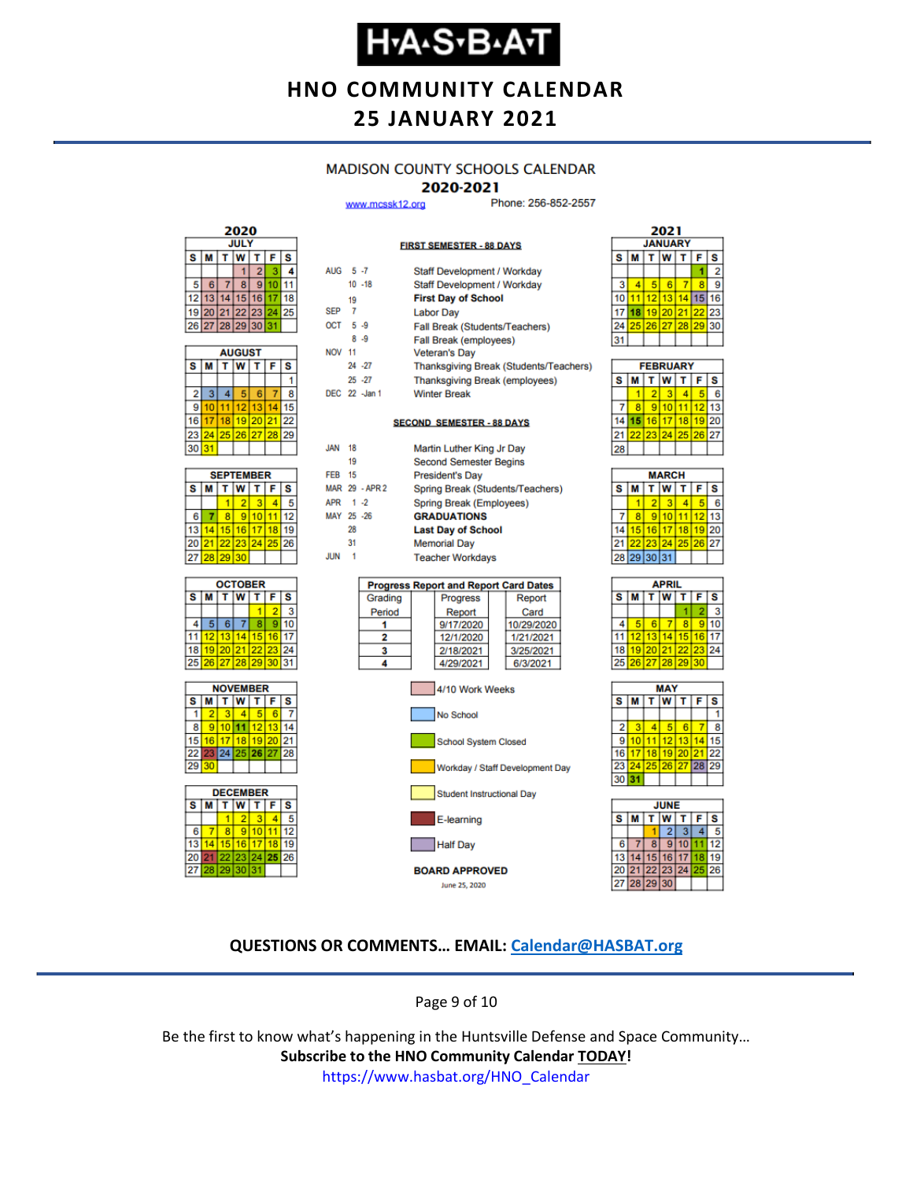# H·A·S·B·A·T

## HNO COMMUNITY CALENDAR
## 25 JANUARY 2021

### MADISON COUNTY SCHOOLS CALENDAR
### 2020-2021

www.mcssk12.org Phone: 256-852-2557

**FIRST SEMESTER - 88 DAYS**

| Date | Event |
|---|---|
| AUG 5 -7 | Staff Development / Workday |
| 10 -18 | Staff Development / Workday |
| 19 | **First Day of School** |
| SEP 7 | Labor Day |
| OCT 5 -9 | Fall Break (Students/Teachers) |
| 8 -9 | Fall Break (employees) |
| NOV 11 | Veteran's Day |
| 24 -27 | Thanksgiving Break (Students/Teachers) |
| 25 -27 | Thanksgiving Break (employees) |
| DEC 22 -Jan 1 | Winter Break |

**SECOND SEMESTER - 88 DAYS**

| Date | Event |
|---|---|
| JAN 18 | Martin Luther King Jr Day |
| 19 | Second Semester Begins |
| FEB 15 | President's Day |
| MAR 29 - APR 2 | Spring Break (Students/Teachers) |
| APR 1 -2 | Spring Break (Employees) |
| MAY 25 -26 | **GRADUATIONS** |
| 28 | **Last Day of School** |
| 31 | Memorial Day |
| JUN 1 | Teacher Workdays |

**Progress Report and Report Card Dates**

| Grading Period | Progress Report | Report Card |
|---|---|---|
| 1 | 9/17/2020 | 10/29/2020 |
| 2 | 12/1/2020 | 1/21/2021 |
| 3 | 2/18/2021 | 3/25/2021 |
| 4 | 4/29/2021 | 6/3/2021 |

Legend:
- 4/10 Work Weeks
- No School
- School System Closed
- Workday / Staff Development Day
- Student Instructional Day
- E-learning
- Half Day

**BOARD APPROVED**
June 25, 2020

**2020**

**JULY**

| S | M | T | W | T | F | S |
|---|---|---|---|---|---|---|
| | | | 1 | 2 | 3 | 4 |
| 5 | 6 | 7 | 8 | 9 | 10 | 11 |
| 12 | 13 | 14 | 15 | 16 | 17 | 18 |
| 19 | 20 | 21 | 22 | 23 | 24 | 25 |
| 26 | 27 | 28 | 29 | 30 | 31 | |

**AUGUST**

| S | M | T | W | T | F | S |
|---|---|---|---|---|---|---|
| | | | | | | 1 |
| 2 | 3 | 4 | 5 | 6 | 7 | 8 |
| 9 | 10 | 11 | 12 | 13 | 14 | 15 |
| 16 | 17 | 18 | 19 | 20 | 21 | 22 |
| 23 | 24 | 25 | 26 | 27 | 28 | 29 |
| 30 | 31 | | | | | |

**SEPTEMBER**

| S | M | T | W | T | F | S |
|---|---|---|---|---|---|---|
| | | 1 | 2 | 3 | 4 | 5 |
| 6 | 7 | 8 | 9 | 10 | 11 | 12 |
| 13 | 14 | 15 | 16 | 17 | 18 | 19 |
| 20 | 21 | 22 | 23 | 24 | 25 | 26 |
| 27 | 28 | 29 | 30 | | | |

**OCTOBER**

| S | M | T | W | T | F | S |
|---|---|---|---|---|---|---|
| | | | | 1 | 2 | 3 |
| 4 | 5 | 6 | 7 | 8 | 9 | 10 |
| 11 | 12 | 13 | 14 | 15 | 16 | 17 |
| 18 | 19 | 20 | 21 | 22 | 23 | 24 |
| 25 | 26 | 27 | 28 | 29 | 30 | 31 |

**NOVEMBER**

| S | M | T | W | T | F | S |
|---|---|---|---|---|---|---|
| 1 | 2 | 3 | 4 | 5 | 6 | 7 |
| 8 | 9 | 10 | 11 | 12 | 13 | 14 |
| 15 | 16 | 17 | 18 | 19 | 20 | 21 |
| 22 | 23 | 24 | 25 | 26 | 27 | 28 |
| 29 | 30 | | | | | |

**DECEMBER**

| S | M | T | W | T | F | S |
|---|---|---|---|---|---|---|
| | | 1 | 2 | 3 | 4 | 5 |
| 6 | 7 | 8 | 9 | 10 | 11 | 12 |
| 13 | 14 | 15 | 16 | 17 | 18 | 19 |
| 20 | 21 | 22 | 23 | 24 | 25 | 26 |
| 27 | 28 | 29 | 30 | 31 | | |

**2021**

**JANUARY**

| S | M | T | W | T | F | S |
|---|---|---|---|---|---|---|
| | | | | | 1 | 2 |
| 3 | 4 | 5 | 6 | 7 | 8 | 9 |
| 10 | 11 | 12 | 13 | 14 | 15 | 16 |
| 17 | 18 | 19 | 20 | 21 | 22 | 23 |
| 24 | 25 | 26 | 27 | 28 | 29 | 30 |
| 31 | | | | | | |

**FEBRUARY**

| S | M | T | W | T | F | S |
|---|---|---|---|---|---|---|
| | 1 | 2 | 3 | 4 | 5 | 6 |
| 7 | 8 | 9 | 10 | 11 | 12 | 13 |
| 14 | 15 | 16 | 17 | 18 | 19 | 20 |
| 21 | 22 | 23 | 24 | 25 | 26 | 27 |
| 28 | | | | | | |

**MARCH**

| S | M | T | W | T | F | S |
|---|---|---|---|---|---|---|
| | 1 | 2 | 3 | 4 | 5 | 6 |
| 7 | 8 | 9 | 10 | 11 | 12 | 13 |
| 14 | 15 | 16 | 17 | 18 | 19 | 20 |
| 21 | 22 | 23 | 24 | 25 | 26 | 27 |
| 28 | 29 | 30 | 31 | | | |

**APRIL**

| S | M | T | W | T | F | S |
|---|---|---|---|---|---|---|
| | | | | 1 | 2 | 3 |
| 4 | 5 | 6 | 7 | 8 | 9 | 10 |
| 11 | 12 | 13 | 14 | 15 | 16 | 17 |
| 18 | 19 | 20 | 21 | 22 | 23 | 24 |
| 25 | 26 | 27 | 28 | 29 | 30 | |

**MAY**

| S | M | T | W | T | F | S |
|---|---|---|---|---|---|---|
| | | | | | | 1 |
| 2 | 3 | 4 | 5 | 6 | 7 | 8 |
| 9 | 10 | 11 | 12 | 13 | 14 | 15 |
| 16 | 17 | 18 | 19 | 20 | 21 | 22 |
| 23 | 24 | 25 | 26 | 27 | 28 | 29 |
| 30 | 31 | | | | | |

**JUNE**

| S | M | T | W | T | F | S |
|---|---|---|---|---|---|---|
| | | 1 | 2 | 3 | 4 | 5 |
| 6 | 7 | 8 | 9 | 10 | 11 | 12 |
| 13 | 14 | 15 | 16 | 17 | 18 | 19 |
| 20 | 21 | 22 | 23 | 24 | 25 | 26 |
| 27 | 28 | 29 | 30 | | | |

**QUESTIONS OR COMMENTS… EMAIL: Calendar@HASBAT.org**

Be the first to know what's happening in the Huntsville Defense and Space Community…
**Subscribe to the HNO Community Calendar TODAY!**
https://www.hasbat.org/HNO_Calendar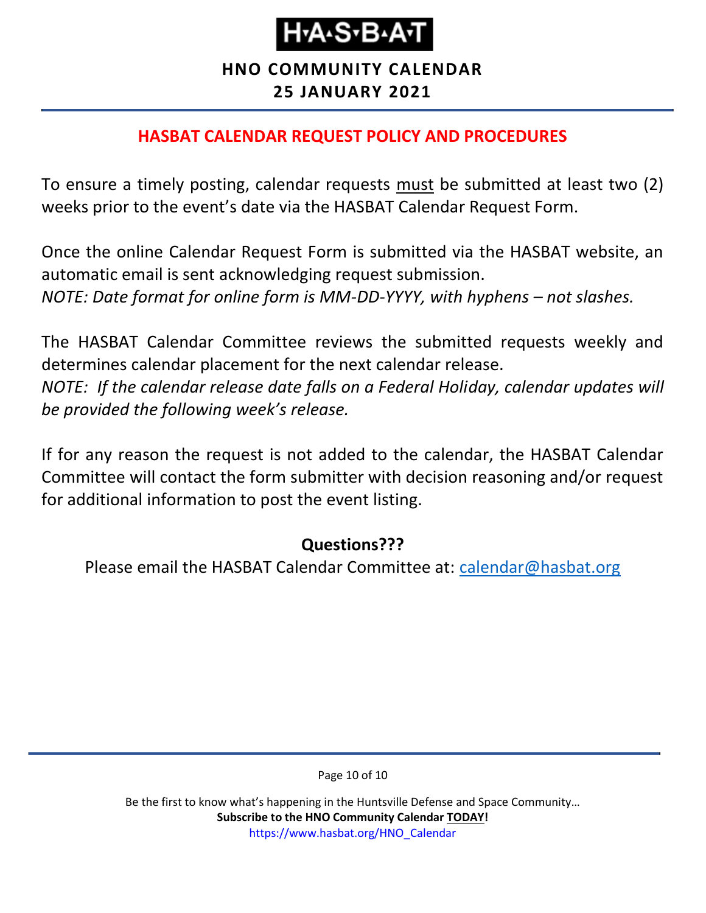# H▾A▴S▾B▴A▾T

**HNO COMMUNITY CALENDAR**
**25 JANUARY 2021**

## HASBAT CALENDAR REQUEST POLICY AND PROCEDURES

To ensure a timely posting, calendar requests must be submitted at least two (2) weeks prior to the event's date via the HASBAT Calendar Request Form.

Once the online Calendar Request Form is submitted via the HASBAT website, an automatic email is sent acknowledging request submission.
*NOTE: Date format for online form is MM-DD-YYYY, with hyphens – not slashes.*

The HASBAT Calendar Committee reviews the submitted requests weekly and determines calendar placement for the next calendar release.
*NOTE: If the calendar release date falls on a Federal Holiday, calendar updates will be provided the following week's release.*

If for any reason the request is not added to the calendar, the HASBAT Calendar Committee will contact the form submitter with decision reasoning and/or request for additional information to post the event listing.

**Questions???**

Please email the HASBAT Calendar Committee at: calendar@hasbat.org

Be the first to know what's happening in the Huntsville Defense and Space Community…
**Subscribe to the HNO Community Calendar TODAY!**
https://www.hasbat.org/HNO_Calendar